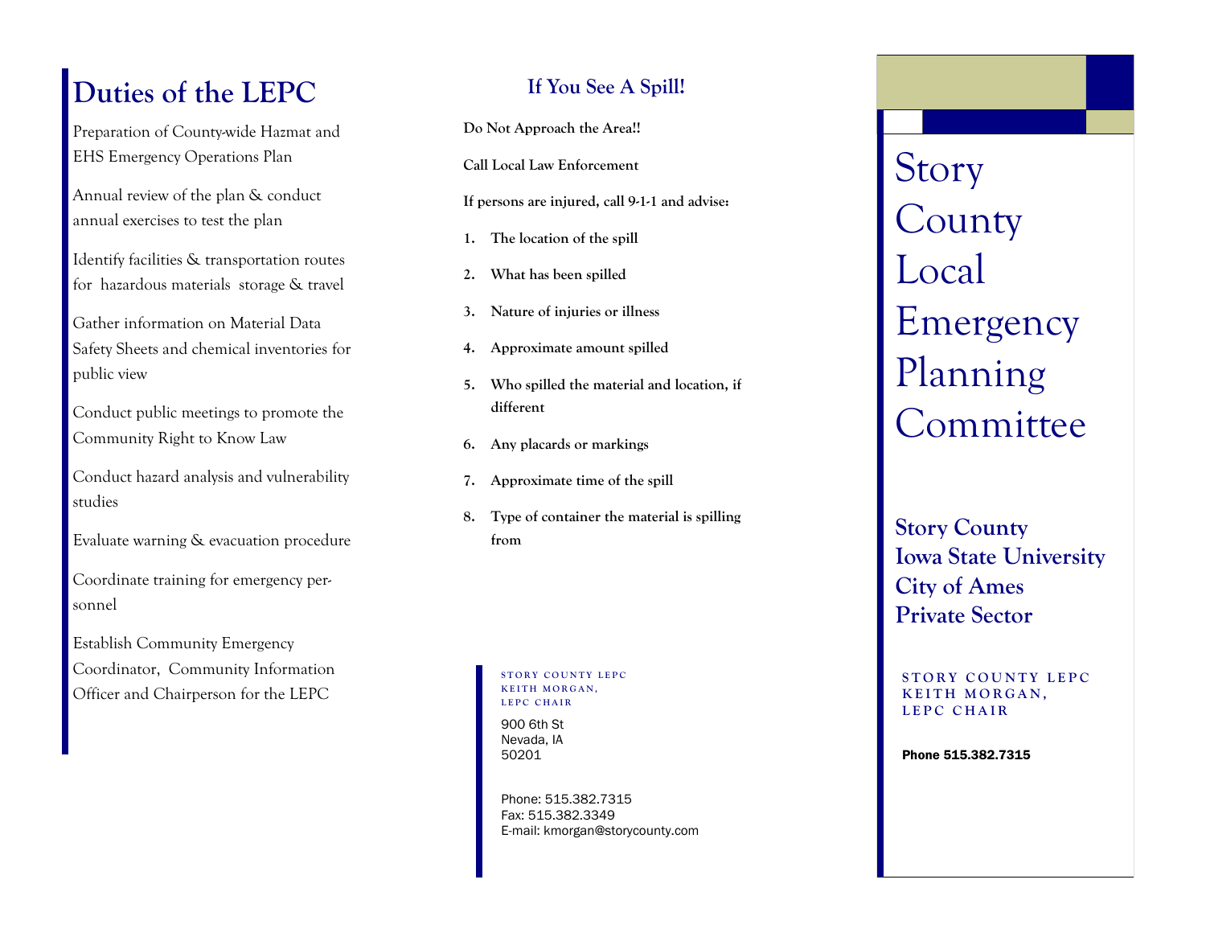## Duties of the LEPC

Preparation of County-wide Hazmat and EHS Emergency Operations Plan

Annual review of the plan & conduct annual exercises to test the plan

Identify facilities & transportation routes for hazardous materials storage & travel

Gather information on Material Data Safety Sheets and chemical inventories for public view

Conduct public meetings to promote the Community Right to Know Law

Conduct hazard analysis and vulnerability studies

Evaluate warning & evacuation procedure

Coordinate training for emergency personnel

Establish Community Emergency Coordinator, Community Information Officer and Chairperson for the LEPC

## If You See A Spill!

**Do Not Approach the Area!!**

**Call Local Law Enforcement**

**If persons are injured, call 9-1-1 and advise:**

1. **The location of the spill**
2. **What has been spilled**
3. **Nature of injuries or illness**
4. **Approximate amount spilled**
5. **Who spilled the material and location, if different**
6. **Any placards or markings**
7. **Approximate time of the spill**
8. **Type of container the material is spilling from**

STORY COUNTY LEPC
KEITH MORGAN,
LEPC CHAIR

900 6th St
Nevada, IA
50201

Phone: 515.382.7315
Fax: 515.382.3349
E-mail: kmorgan@storycounty.com

# Story County Local Emergency Planning Committee

**Story County**
**Iowa State University**
**City of Ames**
**Private Sector**

STORY COUNTY LEPC
KEITH MORGAN,
LEPC CHAIR

**Phone 515.382.7315**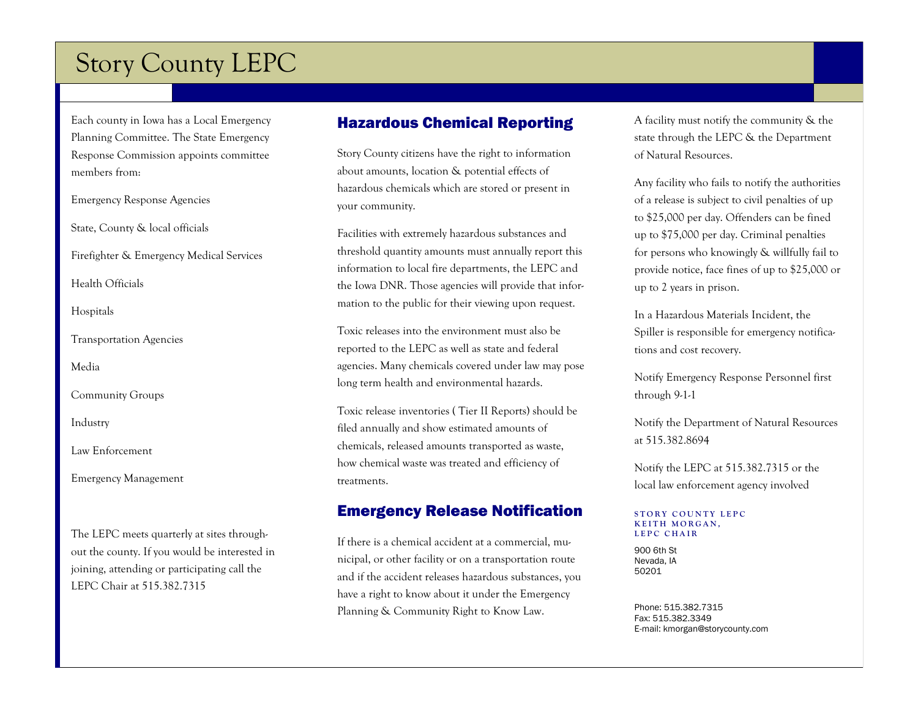# Story County LEPC

Each county in Iowa has a Local Emergency Planning Committee. The State Emergency Response Commission appoints committee members from:

Emergency Response Agencies

State, County & local officials

Firefighter & Emergency Medical Services

Health Officials

Hospitals

Transportation Agencies

Media

Community Groups

Industry

Law Enforcement

Emergency Management

The LEPC meets quarterly at sites throughout the county. If you would be interested in joining, attending or participating call the LEPC Chair at 515.382.7315

## Hazardous Chemical Reporting

Story County citizens have the right to information about amounts, location & potential effects of hazardous chemicals which are stored or present in your community.

Facilities with extremely hazardous substances and threshold quantity amounts must annually report this information to local fire departments, the LEPC and the Iowa DNR. Those agencies will provide that information to the public for their viewing upon request.

Toxic releases into the environment must also be reported to the LEPC as well as state and federal agencies. Many chemicals covered under law may pose long term health and environmental hazards.

Toxic release inventories ( Tier II Reports) should be filed annually and show estimated amounts of chemicals, released amounts transported as waste, how chemical waste was treated and efficiency of treatments.

## Emergency Release Notification

If there is a chemical accident at a commercial, municipal, or other facility or on a transportation route and if the accident releases hazardous substances, you have a right to know about it under the Emergency Planning & Community Right to Know Law.

A facility must notify the community & the state through the LEPC & the Department of Natural Resources.

Any facility who fails to notify the authorities of a release is subject to civil penalties of up to $25,000 per day. Offenders can be fined up to $75,000 per day. Criminal penalties for persons who knowingly & willfully fail to provide notice, face fines of up to $25,000 or up to 2 years in prison.

In a Hazardous Materials Incident, the Spiller is responsible for emergency notifications and cost recovery.

Notify Emergency Response Personnel first through 9-1-1

Notify the Department of Natural Resources at 515.382.8694

Notify the LEPC at 515.382.7315 or the local law enforcement agency involved

**STORY COUNTY LEPC**
**KEITH MORGAN, LEPC CHAIR**

900 6th St
Nevada, IA
50201

Phone: 515.382.7315
Fax: 515.382.3349
E-mail: kmorgan@storycounty.com